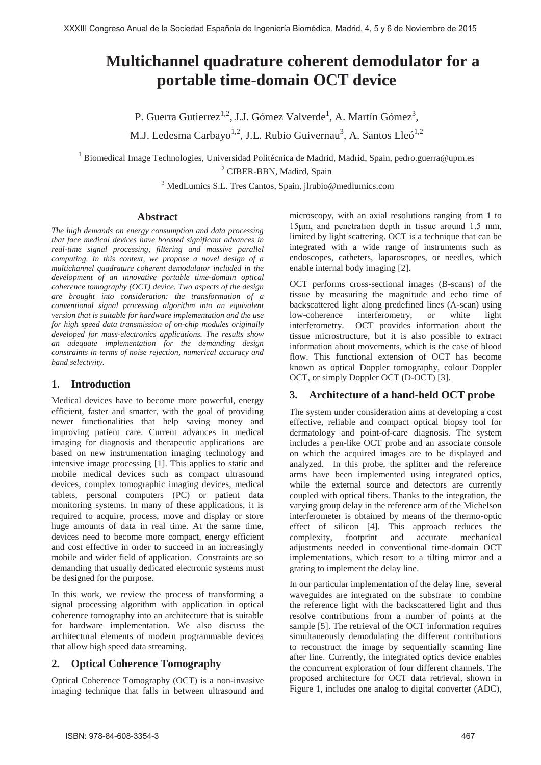# Multichannel quadrature coherent demodulator for a portable time-domain OCT device

P. Guerra Gutierrez[1,2], J.J. Gómez Valverde[1], A. Martín Gómez[3], M.J. Ledesma Carbayo[1,2], J.L. Rubio Guivernau[3], A. Santos Lleó[1,2]

[1] Biomedical Image Technologies, Universidad Politécnica de Madrid, Madrid, Spain, pedro.guerra@upm.es

[2] CIBER-BBN, Madird, Spain

[3] MedLumics S.L. Tres Cantos, Spain, jlrubio@medlumics.com

## Abstract

*The high demands on energy consumption and data processing that face medical devices have boosted significant advances in real-time signal processing, filtering and massive parallel computing. In this context, we propose a novel design of a multichannel quadrature coherent demodulator included in the development of an innovative portable time-domain optical coherence tomography (OCT) device. Two aspects of the design are brought into consideration: the transformation of a conventional signal processing algorithm into an equivalent version that is suitable for hardware implementation and the use for high speed data transmission of on-chip modules originally developed for mass-electronics applications. The results show an adequate implementation for the demanding design constraints in terms of noise rejection, numerical accuracy and band selectivity.*

## 1. Introduction

Medical devices have to become more powerful, energy efficient, faster and smarter, with the goal of providing newer functionalities that help saving money and improving patient care. Current advances in medical imaging for diagnosis and therapeutic applications are based on new instrumentation imaging technology and intensive image processing [1]. This applies to static and mobile medical devices such as compact ultrasound devices, complex tomographic imaging devices, medical tablets, personal computers (PC) or patient data monitoring systems. In many of these applications, it is required to acquire, process, move and display or store huge amounts of data in real time. At the same time, devices need to become more compact, energy efficient and cost effective in order to succeed in an increasingly mobile and wider field of application. Constraints are so demanding that usually dedicated electronic systems must be designed for the purpose.

In this work, we review the process of transforming a signal processing algorithm with application in optical coherence tomography into an architecture that is suitable for hardware implementation. We also discuss the architectural elements of modern programmable devices that allow high speed data streaming.

## 2. Optical Coherence Tomography

Optical Coherence Tomography (OCT) is a non-invasive imaging technique that falls in between ultrasound and microscopy, with an axial resolutions ranging from 1 to 15μm, and penetration depth in tissue around 1.5 mm, limited by light scattering. OCT is a technique that can be integrated with a wide range of instruments such as endoscopes, catheters, laparoscopes, or needles, which enable internal body imaging [2].

OCT performs cross-sectional images (B-scans) of the tissue by measuring the magnitude and echo time of backscattered light along predefined lines (A-scan) using low-coherence interferometry, or white light interferometry. OCT provides information about the tissue microstructure, but it is also possible to extract information about movements, which is the case of blood flow. This functional extension of OCT has become known as optical Doppler tomography, colour Doppler OCT, or simply Doppler OCT (D-OCT) [3].

## 3. Architecture of a hand-held OCT probe

The system under consideration aims at developing a cost effective, reliable and compact optical biopsy tool for dermatology and point-of-care diagnosis. The system includes a pen-like OCT probe and an associate console on which the acquired images are to be displayed and analyzed. In this probe, the splitter and the reference arms have been implemented using integrated optics, while the external source and detectors are currently coupled with optical fibers. Thanks to the integration, the varying group delay in the reference arm of the Michelson interferometer is obtained by means of the thermo-optic effect of silicon [4]. This approach reduces the complexity, footprint and accurate mechanical adjustments needed in conventional time-domain OCT implementations, which resort to a tilting mirror and a grating to implement the delay line.

In our particular implementation of the delay line, several waveguides are integrated on the substrate to combine the reference light with the backscattered light and thus resolve contributions from a number of points at the sample [5]. The retrieval of the OCT information requires simultaneously demodulating the different contributions to reconstruct the image by sequentially scanning line after line. Currently, the integrated optics device enables the concurrent exploration of four different channels. The proposed architecture for OCT data retrieval, shown in Figure 1, includes one analog to digital converter (ADC),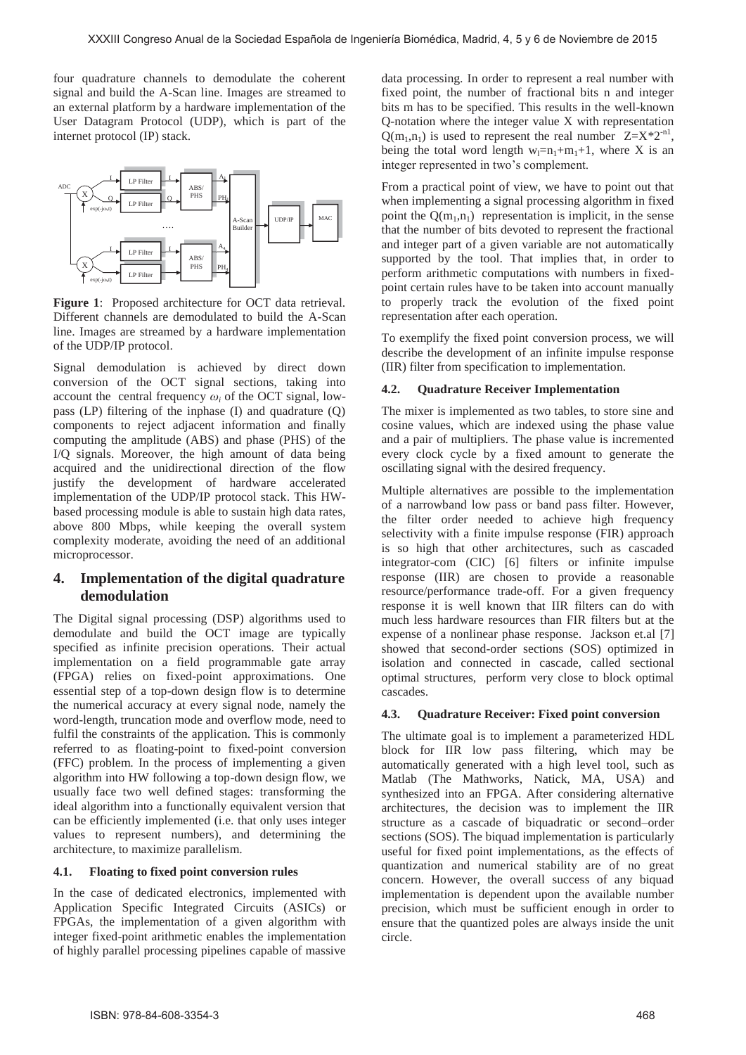four quadrature channels to demodulate the coherent signal and build the A-Scan line. Images are streamed to an external platform by a hardware implementation of the User Datagram Protocol (UDP), which is part of the internet protocol (IP) stack.

**Figure 1**: Proposed architecture for OCT data retrieval. Different channels are demodulated to build the A-Scan line. Images are streamed by a hardware implementation of the UDP/IP protocol.

Signal demodulation is achieved by direct down conversion of the OCT signal sections, taking into account the central frequency $\omega_i$ of the OCT signal, low-pass (LP) filtering of the inphase (I) and quadrature (Q) components to reject adjacent information and finally computing the amplitude (ABS) and phase (PHS) of the I/Q signals. Moreover, the high amount of data being acquired and the unidirectional direction of the flow justify the development of hardware accelerated implementation of the UDP/IP protocol stack. This HW-based processing module is able to sustain high data rates, above 800 Mbps, while keeping the overall system complexity moderate, avoiding the need of an additional microprocessor.

## 4. Implementation of the digital quadrature demodulation

The Digital signal processing (DSP) algorithms used to demodulate and build the OCT image are typically specified as infinite precision operations. Their actual implementation on a field programmable gate array (FPGA) relies on fixed-point approximations. One essential step of a top-down design flow is to determine the numerical accuracy at every signal node, namely the word-length, truncation mode and overflow mode, need to fulfil the constraints of the application. This is commonly referred to as floating-point to fixed-point conversion (FFC) problem. In the process of implementing a given algorithm into HW following a top-down design flow, we usually face two well defined stages: transforming the ideal algorithm into a functionally equivalent version that can be efficiently implemented (i.e. that only uses integer values to represent numbers), and determining the architecture, to maximize parallelism.

### 4.1. Floating to fixed point conversion rules

In the case of dedicated electronics, implemented with Application Specific Integrated Circuits (ASICs) or FPGAs, the implementation of a given algorithm with integer fixed-point arithmetic enables the implementation of highly parallel processing pipelines capable of massive data processing. In order to represent a real number with fixed point, the number of fractional bits n and integer bits m has to be specified. This results in the well-known Q-notation where the integer value X with representation $Q(m_1,n_1)$ is used to represent the real number $Z=X*2^{-n1}$, being the total word length $w_l=n_1+m_1+1$, where X is an integer represented in two's complement.

From a practical point of view, we have to point out that when implementing a signal processing algorithm in fixed point the $Q(m_1,n_1)$ representation is implicit, in the sense that the number of bits devoted to represent the fractional and integer part of a given variable are not automatically supported by the tool. That implies that, in order to perform arithmetic computations with numbers in fixed-point certain rules have to be taken into account manually to properly track the evolution of the fixed point representation after each operation.

To exemplify the fixed point conversion process, we will describe the development of an infinite impulse response (IIR) filter from specification to implementation.

### 4.2. Quadrature Receiver Implementation

The mixer is implemented as two tables, to store sine and cosine values, which are indexed using the phase value and a pair of multipliers. The phase value is incremented every clock cycle by a fixed amount to generate the oscillating signal with the desired frequency.

Multiple alternatives are possible to the implementation of a narrowband low pass or band pass filter. However, the filter order needed to achieve high frequency selectivity with a finite impulse response (FIR) approach is so high that other architectures, such as cascaded integrator-com (CIC) [6] filters or infinite impulse response (IIR) are chosen to provide a reasonable resource/performance trade-off. For a given frequency response it is well known that IIR filters can do with much less hardware resources than FIR filters but at the expense of a nonlinear phase response. Jackson et.al [7] showed that second-order sections (SOS) optimized in isolation and connected in cascade, called sectional optimal structures, perform very close to block optimal cascades.

### 4.3. Quadrature Receiver: Fixed point conversion

The ultimate goal is to implement a parameterized HDL block for IIR low pass filtering, which may be automatically generated with a high level tool, such as Matlab (The Mathworks, Natick, MA, USA) and synthesized into an FPGA. After considering alternative architectures, the decision was to implement the IIR structure as a cascade of biquadratic or second–order sections (SOS). The biquad implementation is particularly useful for fixed point implementations, as the effects of quantization and numerical stability are of no great concern. However, the overall success of any biquad implementation is dependent upon the available number precision, which must be sufficient enough in order to ensure that the quantized poles are always inside the unit circle.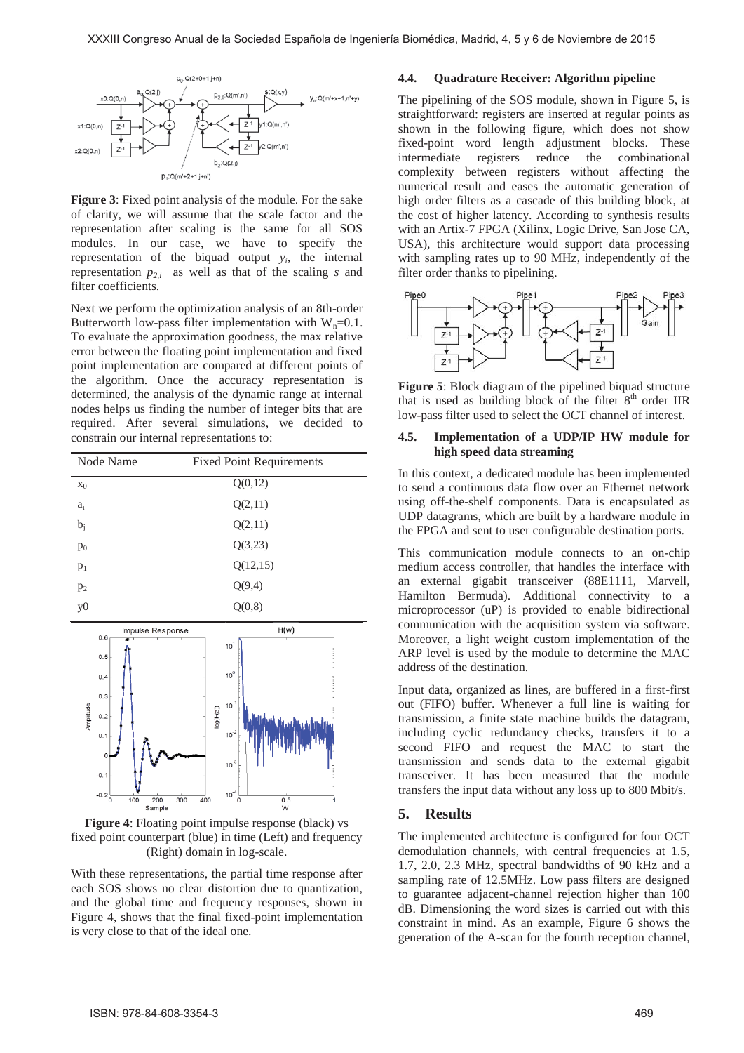**Figure 3**: Fixed point analysis of the module. For the sake of clarity, we will assume that the scale factor and the representation after scaling is the same for all SOS modules. In our case, we have to specify the representation of the biquad output $y_i$, the internal representation $p_{2,i}$ as well as that of the scaling $s$ and filter coefficients.

Next we perform the optimization analysis of an 8th-order Butterworth low-pass filter implementation with $W_n$=0.1. To evaluate the approximation goodness, the max relative error between the floating point implementation and fixed point implementation are compared at different points of the algorithm. Once the accuracy representation is determined, the analysis of the dynamic range at internal nodes helps us finding the number of integer bits that are required. After several simulations, we decided to constrain our internal representations to:

| Node Name | Fixed Point Requirements |
|---|---|
| $x_0$ | Q(0,12) |
| $a_i$ | Q(2,11) |
| $b_j$ | Q(2,11) |
| $p_0$ | Q(3,23) |
| $p_1$ | Q(12,15) |
| $p_2$ | Q(9,4) |
| y0 | Q(0,8) |

**Figure 4**: Floating point impulse response (black) vs fixed point counterpart (blue) in time (Left) and frequency (Right) domain in log-scale.

With these representations, the partial time response after each SOS shows no clear distortion due to quantization, and the global time and frequency responses, shown in Figure 4, shows that the final fixed-point implementation is very close to that of the ideal one.

### 4.4. Quadrature Receiver: Algorithm pipeline

The pipelining of the SOS module, shown in Figure 5, is straightforward: registers are inserted at regular points as shown in the following figure, which does not show fixed-point word length adjustment blocks. These intermediate registers reduce the combinational complexity between registers without affecting the numerical result and eases the automatic generation of high order filters as a cascade of this building block, at the cost of higher latency. According to synthesis results with an Artix-7 FPGA (Xilinx, Logic Drive, San Jose CA, USA), this architecture would support data processing with sampling rates up to 90 MHz, independently of the filter order thanks to pipelining.

**Figure 5**: Block diagram of the pipelined biquad structure that is used as building block of the filter 8th order IIR low-pass filter used to select the OCT channel of interest.

### 4.5. Implementation of a UDP/IP HW module for high speed data streaming

In this context, a dedicated module has been implemented to send a continuous data flow over an Ethernet network using off-the-shelf components. Data is encapsulated as UDP datagrams, which are built by a hardware module in the FPGA and sent to user configurable destination ports.

This communication module connects to an on-chip medium access controller, that handles the interface with an external gigabit transceiver (88E1111, Marvell, Hamilton Bermuda). Additional connectivity to a microprocessor (uP) is provided to enable bidirectional communication with the acquisition system via software. Moreover, a light weight custom implementation of the ARP level is used by the module to determine the MAC address of the destination.

Input data, organized as lines, are buffered in a first-first out (FIFO) buffer. Whenever a full line is waiting for transmission, a finite state machine builds the datagram, including cyclic redundancy checks, transfers it to a second FIFO and request the MAC to start the transmission and sends data to the external gigabit transceiver. It has been measured that the module transfers the input data without any loss up to 800 Mbit/s.

## 5. Results

The implemented architecture is configured for four OCT demodulation channels, with central frequencies at 1.5, 1.7, 2.0, 2.3 MHz, spectral bandwidths of 90 kHz and a sampling rate of 12.5MHz. Low pass filters are designed to guarantee adjacent-channel rejection higher than 100 dB. Dimensioning the word sizes is carried out with this constraint in mind. As an example, Figure 6 shows the generation of the A-scan for the fourth reception channel,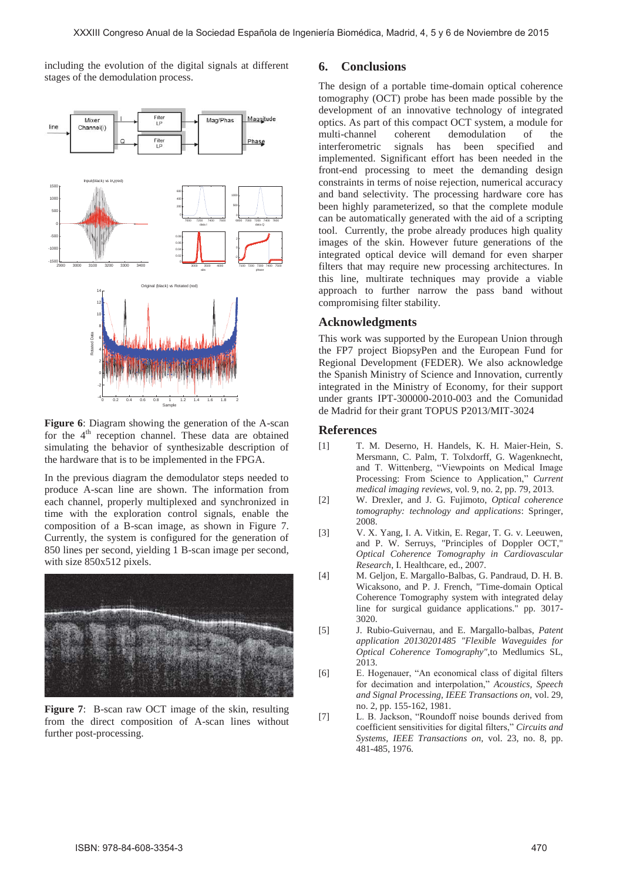including the evolution of the digital signals at different stages of the demodulation process.

line
Mixer Channel(i)
I
Q
Filter LP
Filter LP
Mag/Phas
Magnitude
Phase

Input(black) vs In_i(red)

Original (black) vs Rotated (red)

Rotated Data

Sample

**Figure 6**: Diagram showing the generation of the A-scan for the 4th reception channel. These data are obtained simulating the behavior of synthesizable description of the hardware that is to be implemented in the FPGA.

In the previous diagram the demodulator steps needed to produce A-scan line are shown. The information from each channel, properly multiplexed and synchronized in time with the exploration control signals, enable the composition of a B-scan image, as shown in Figure 7. Currently, the system is configured for the generation of 850 lines per second, yielding 1 B-scan image per second, with size 850x512 pixels.

**Figure 7**: B-scan raw OCT image of the skin, resulting from the direct composition of A-scan lines without further post-processing.

## 6. Conclusions

The design of a portable time-domain optical coherence tomography (OCT) probe has been made possible by the development of an innovative technology of integrated optics. As part of this compact OCT system, a module for multi-channel coherent demodulation of the interferometric signals has been specified and implemented. Significant effort has been needed in the front-end processing to meet the demanding design constraints in terms of noise rejection, numerical accuracy and band selectivity. The processing hardware core has been highly parameterized, so that the complete module can be automatically generated with the aid of a scripting tool. Currently, the probe already produces high quality images of the skin. However future generations of the integrated optical device will demand for even sharper filters that may require new processing architectures. In this line, multirate techniques may provide a viable approach to further narrow the pass band without compromising filter stability.

## Acknowledgments

This work was supported by the European Union through the FP7 project BiopsyPen and the European Fund for Regional Development (FEDER). We also acknowledge the Spanish Ministry of Science and Innovation, currently integrated in the Ministry of Economy, for their support under grants IPT-300000-2010-003 and the Comunidad de Madrid for their grant TOPUS P2013/MIT-3024

## References

[1] T. M. Deserno, H. Handels, K. H. Maier-Hein, S. Mersmann, C. Palm, T. Tolxdorff, G. Wagenknecht, and T. Wittenberg, "Viewpoints on Medical Image Processing: From Science to Application," *Current medical imaging reviews*, vol. 9, no. 2, pp. 79, 2013.

[2] W. Drexler, and J. G. Fujimoto, *Optical coherence tomography: technology and applications*: Springer, 2008.

[3] V. X. Yang, I. A. Vitkin, E. Regar, T. G. v. Leeuwen, and P. W. Serruys, "Principles of Doppler OCT," *Optical Coherence Tomography in Cardiovascular Research*, I. Healthcare, ed., 2007.

[4] M. Geljon, E. Margallo-Balbas, G. Pandraud, D. H. B. Wicaksono, and P. J. French, "Time-domain Optical Coherence Tomography system with integrated delay line for surgical guidance applications." pp. 3017-3020.

[5] J. Rubio-Guivernau, and E. Margallo-balbas, *Patent application 20130201485 "Flexible Waveguides for Optical Coherence Tomography"*,to Medlumics SL, 2013.

[6] E. Hogenauer, "An economical class of digital filters for decimation and interpolation," *Acoustics, Speech and Signal Processing, IEEE Transactions on*, vol. 29, no. 2, pp. 155-162, 1981.

[7] L. B. Jackson, "Roundoff noise bounds derived from coefficient sensitivities for digital filters," *Circuits and Systems, IEEE Transactions on*, vol. 23, no. 8, pp. 481-485, 1976.